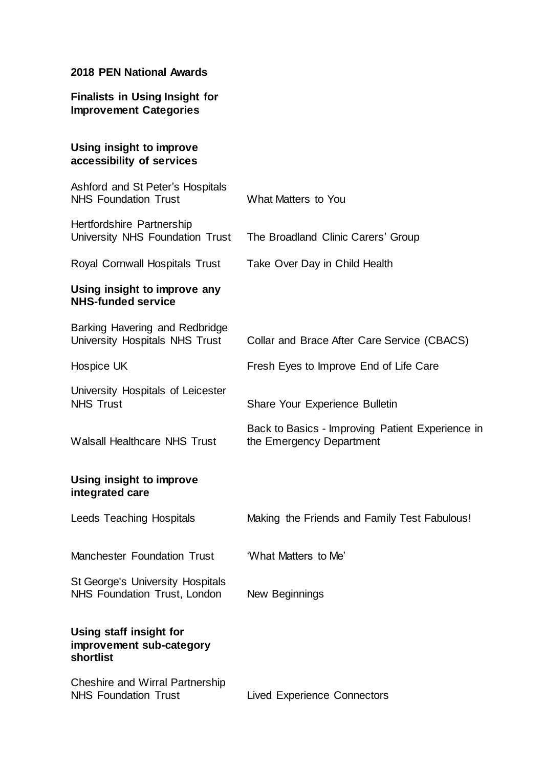**2018 PEN National Awards**

**Finalists in Using Insight for Improvement Categories**

**Using insight to improve accessibility of services**

| | |
|---|---|
| Ashford and St Peter's Hospitals NHS Foundation Trust | What Matters to You |
| Hertfordshire Partnership University NHS Foundation Trust | The Broadland Clinic Carers' Group |
| Royal Cornwall Hospitals Trust | Take Over Day in Child Health |

**Using insight to improve any NHS-funded service**

| | |
|---|---|
| Barking Havering and Redbridge University Hospitals NHS Trust | Collar and Brace After Care Service (CBACS) |
| Hospice UK | Fresh Eyes to Improve End of Life Care |
| University Hospitals of Leicester NHS Trust | Share Your Experience Bulletin |
| Walsall Healthcare NHS Trust | Back to Basics - Improving Patient Experience in the Emergency Department |

**Using insight to improve integrated care**

| | |
|---|---|
| Leeds Teaching Hospitals | Making the Friends and Family Test Fabulous! |
| Manchester Foundation Trust | 'What Matters to Me' |
| St George's University Hospitals NHS Foundation Trust, London | New Beginnings |

**Using staff insight for improvement sub-category shortlist**

| | |
|---|---|
| Cheshire and Wirral Partnership NHS Foundation Trust | Lived Experience Connectors |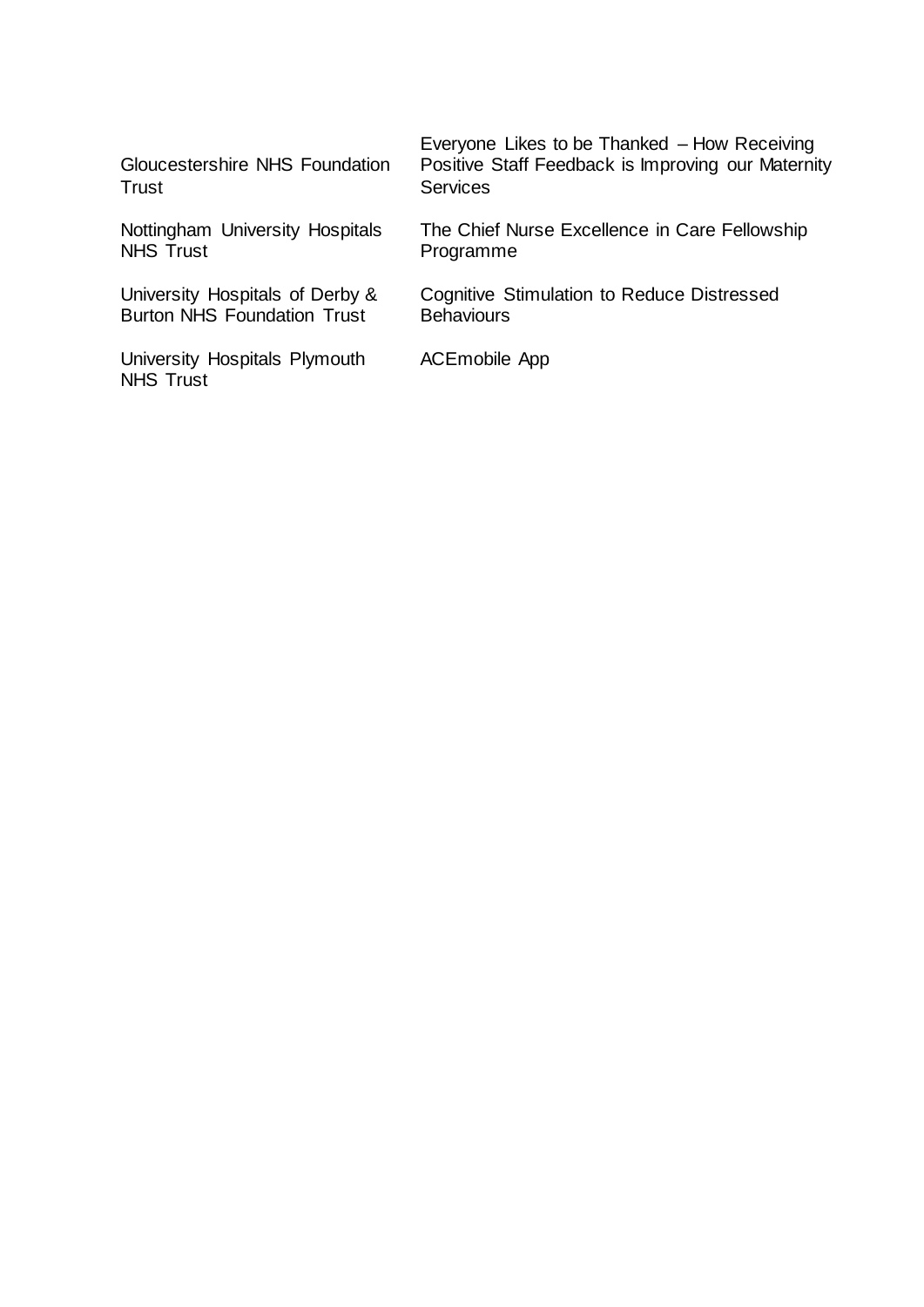| | |
|---|---|
| Gloucestershire NHS Foundation Trust | Everyone Likes to be Thanked – How Receiving Positive Staff Feedback is Improving our Maternity Services |
| Nottingham University Hospitals NHS Trust | The Chief Nurse Excellence in Care Fellowship Programme |
| University Hospitals of Derby & Burton NHS Foundation Trust | Cognitive Stimulation to Reduce Distressed Behaviours |
| University Hospitals Plymouth NHS Trust | ACEmobile App |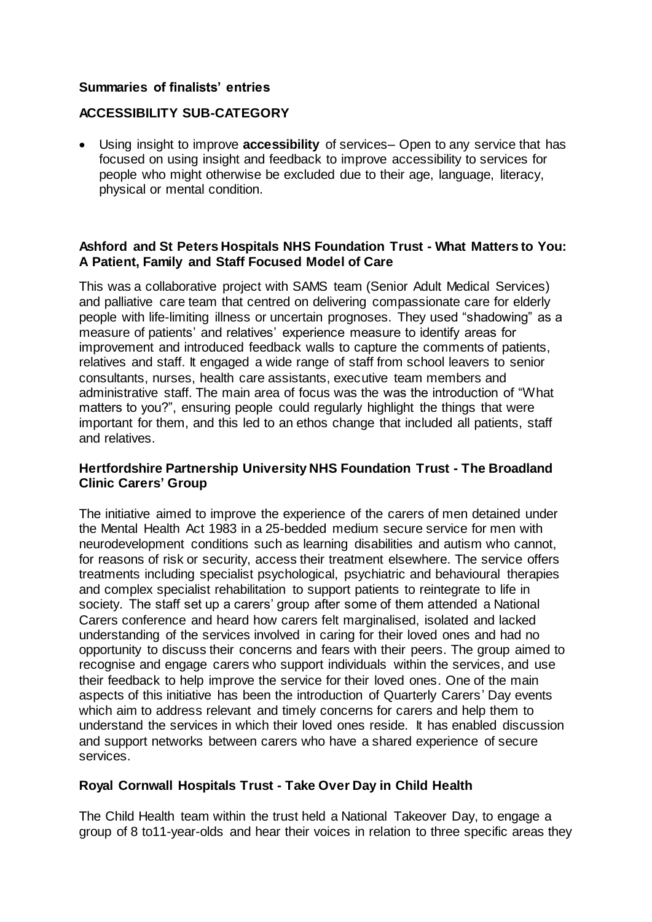**Summaries of finalists' entries**

**ACCESSIBILITY SUB-CATEGORY**

- Using insight to improve **accessibility** of services– Open to any service that has focused on using insight and feedback to improve accessibility to services for people who might otherwise be excluded due to their age, language, literacy, physical or mental condition.

**Ashford and St Peters Hospitals NHS Foundation Trust - What Matters to You: A Patient, Family and Staff Focused Model of Care**

This was a collaborative project with SAMS team (Senior Adult Medical Services) and palliative care team that centred on delivering compassionate care for elderly people with life-limiting illness or uncertain prognoses. They used "shadowing" as a measure of patients' and relatives' experience measure to identify areas for improvement and introduced feedback walls to capture the comments of patients, relatives and staff. It engaged a wide range of staff from school leavers to senior consultants, nurses, health care assistants, executive team members and administrative staff. The main area of focus was the was the introduction of "What matters to you?", ensuring people could regularly highlight the things that were important for them, and this led to an ethos change that included all patients, staff and relatives.

**Hertfordshire Partnership University NHS Foundation Trust - The Broadland Clinic Carers' Group**

The initiative aimed to improve the experience of the carers of men detained under the Mental Health Act 1983 in a 25-bedded medium secure service for men with neurodevelopment conditions such as learning disabilities and autism who cannot, for reasons of risk or security, access their treatment elsewhere. The service offers treatments including specialist psychological, psychiatric and behavioural therapies and complex specialist rehabilitation to support patients to reintegrate to life in society. The staff set up a carers' group after some of them attended a National Carers conference and heard how carers felt marginalised, isolated and lacked understanding of the services involved in caring for their loved ones and had no opportunity to discuss their concerns and fears with their peers. The group aimed to recognise and engage carers who support individuals within the services, and use their feedback to help improve the service for their loved ones. One of the main aspects of this initiative has been the introduction of Quarterly Carers' Day events which aim to address relevant and timely concerns for carers and help them to understand the services in which their loved ones reside. It has enabled discussion and support networks between carers who have a shared experience of secure services.

**Royal Cornwall Hospitals Trust - Take Over Day in Child Health**

The Child Health team within the trust held a National Takeover Day, to engage a group of 8 to11-year-olds and hear their voices in relation to three specific areas they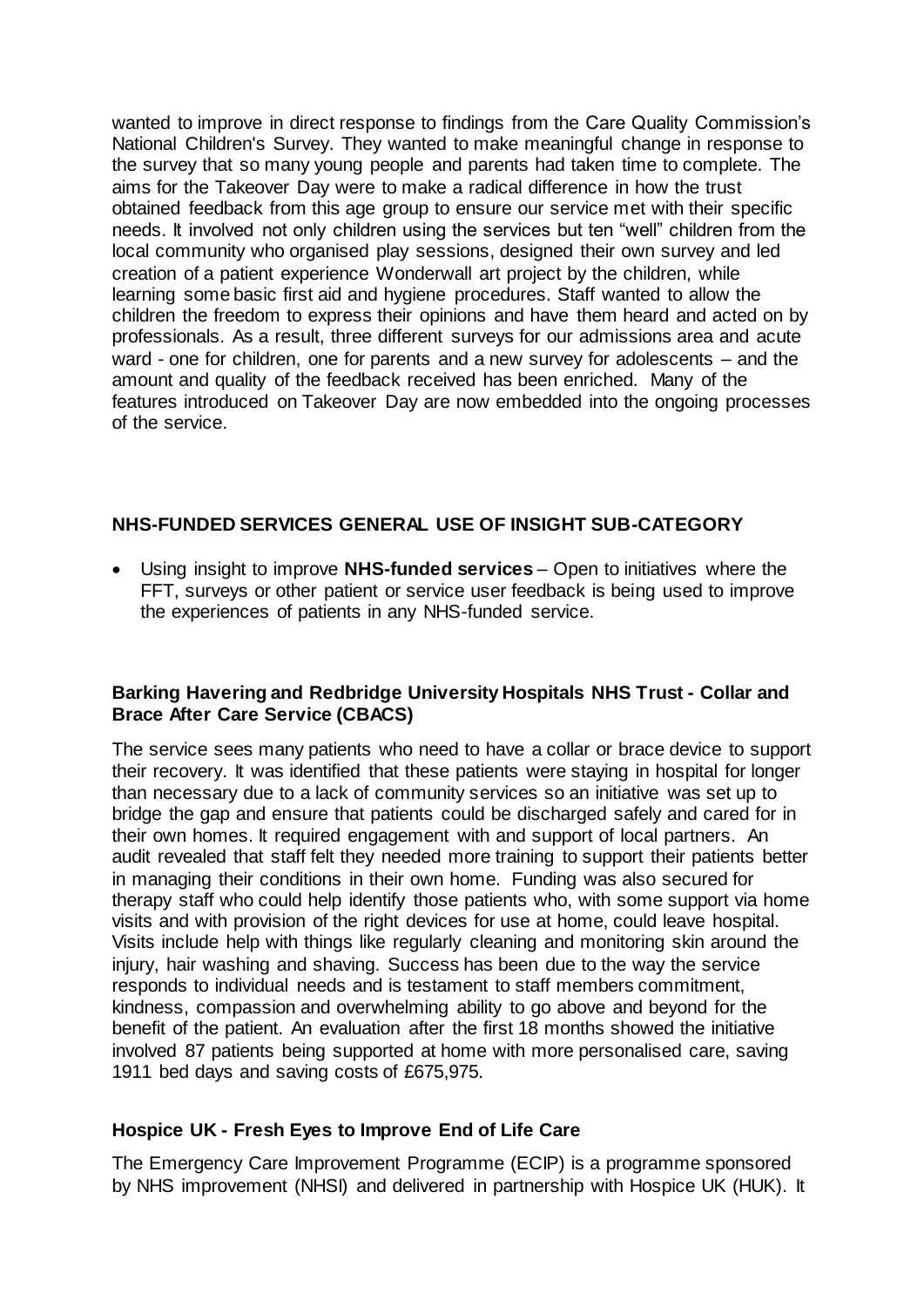wanted to improve in direct response to findings from the Care Quality Commission's National Children's Survey. They wanted to make meaningful change in response to the survey that so many young people and parents had taken time to complete. The aims for the Takeover Day were to make a radical difference in how the trust obtained feedback from this age group to ensure our service met with their specific needs. It involved not only children using the services but ten "well" children from the local community who organised play sessions, designed their own survey and led creation of a patient experience Wonderwall art project by the children, while learning some basic first aid and hygiene procedures. Staff wanted to allow the children the freedom to express their opinions and have them heard and acted on by professionals. As a result, three different surveys for our admissions area and acute ward - one for children, one for parents and a new survey for adolescents – and the amount and quality of the feedback received has been enriched. Many of the features introduced on Takeover Day are now embedded into the ongoing processes of the service.

## NHS-FUNDED SERVICES GENERAL USE OF INSIGHT SUB-CATEGORY

- Using insight to improve **NHS-funded services** – Open to initiatives where the FFT, surveys or other patient or service user feedback is being used to improve the experiences of patients in any NHS-funded service.

### Barking Havering and Redbridge University Hospitals NHS Trust - Collar and Brace After Care Service (CBACS)

The service sees many patients who need to have a collar or brace device to support their recovery. It was identified that these patients were staying in hospital for longer than necessary due to a lack of community services so an initiative was set up to bridge the gap and ensure that patients could be discharged safely and cared for in their own homes. It required engagement with and support of local partners. An audit revealed that staff felt they needed more training to support their patients better in managing their conditions in their own home. Funding was also secured for therapy staff who could help identify those patients who, with some support via home visits and with provision of the right devices for use at home, could leave hospital. Visits include help with things like regularly cleaning and monitoring skin around the injury, hair washing and shaving. Success has been due to the way the service responds to individual needs and is testament to staff members commitment, kindness, compassion and overwhelming ability to go above and beyond for the benefit of the patient. An evaluation after the first 18 months showed the initiative involved 87 patients being supported at home with more personalised care, saving 1911 bed days and saving costs of £675,975.

### Hospice UK - Fresh Eyes to Improve End of Life Care

The Emergency Care Improvement Programme (ECIP) is a programme sponsored by NHS improvement (NHSI) and delivered in partnership with Hospice UK (HUK). It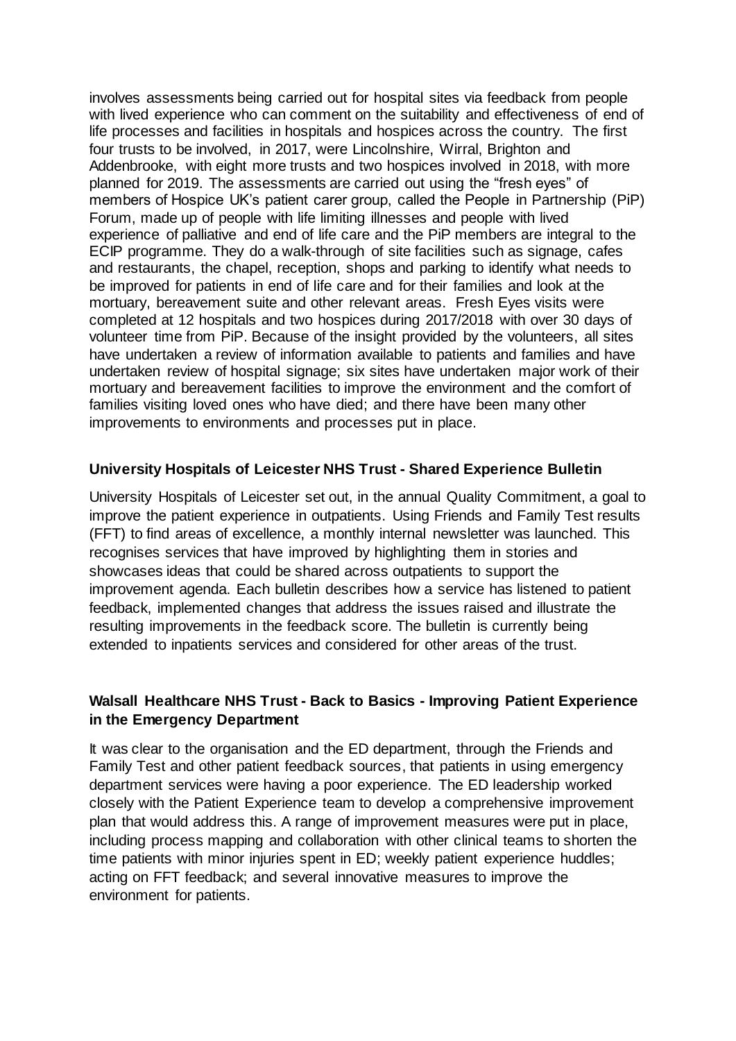involves assessments being carried out for hospital sites via feedback from people with lived experience who can comment on the suitability and effectiveness of end of life processes and facilities in hospitals and hospices across the country. The first four trusts to be involved, in 2017, were Lincolnshire, Wirral, Brighton and Addenbrooke, with eight more trusts and two hospices involved in 2018, with more planned for 2019. The assessments are carried out using the "fresh eyes" of members of Hospice UK's patient carer group, called the People in Partnership (PiP) Forum, made up of people with life limiting illnesses and people with lived experience of palliative and end of life care and the PiP members are integral to the ECIP programme. They do a walk-through of site facilities such as signage, cafes and restaurants, the chapel, reception, shops and parking to identify what needs to be improved for patients in end of life care and for their families and look at the mortuary, bereavement suite and other relevant areas. Fresh Eyes visits were completed at 12 hospitals and two hospices during 2017/2018 with over 30 days of volunteer time from PiP. Because of the insight provided by the volunteers, all sites have undertaken a review of information available to patients and families and have undertaken review of hospital signage; six sites have undertaken major work of their mortuary and bereavement facilities to improve the environment and the comfort of families visiting loved ones who have died; and there have been many other improvements to environments and processes put in place.

**University Hospitals of Leicester NHS Trust - Shared Experience Bulletin**

University Hospitals of Leicester set out, in the annual Quality Commitment, a goal to improve the patient experience in outpatients. Using Friends and Family Test results (FFT) to find areas of excellence, a monthly internal newsletter was launched. This recognises services that have improved by highlighting them in stories and showcases ideas that could be shared across outpatients to support the improvement agenda. Each bulletin describes how a service has listened to patient feedback, implemented changes that address the issues raised and illustrate the resulting improvements in the feedback score. The bulletin is currently being extended to inpatients services and considered for other areas of the trust.

**Walsall Healthcare NHS Trust - Back to Basics - Improving Patient Experience in the Emergency Department**

It was clear to the organisation and the ED department, through the Friends and Family Test and other patient feedback sources, that patients in using emergency department services were having a poor experience. The ED leadership worked closely with the Patient Experience team to develop a comprehensive improvement plan that would address this. A range of improvement measures were put in place, including process mapping and collaboration with other clinical teams to shorten the time patients with minor injuries spent in ED; weekly patient experience huddles; acting on FFT feedback; and several innovative measures to improve the environment for patients.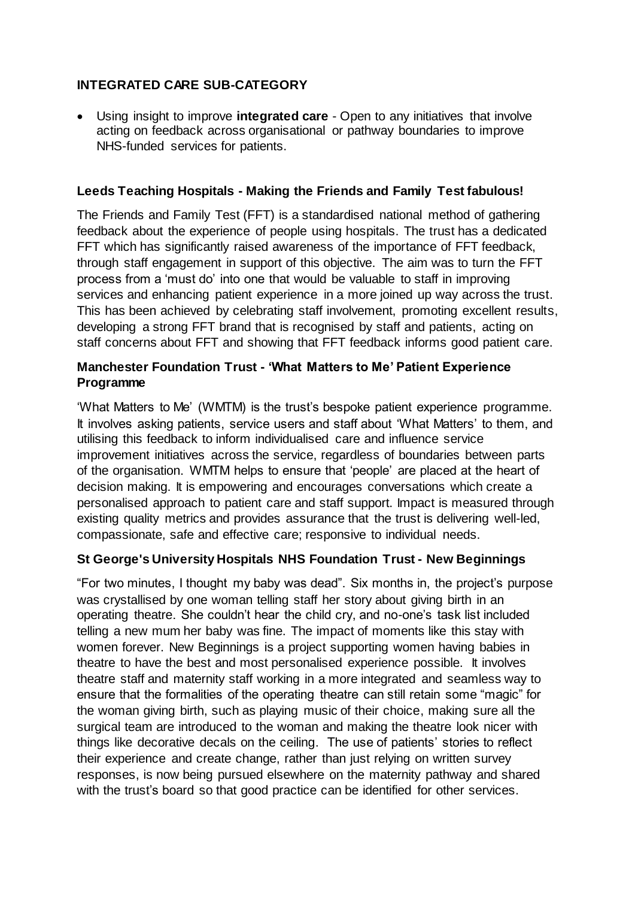### INTEGRATED CARE SUB-CATEGORY

- Using insight to improve **integrated care** - Open to any initiatives that involve acting on feedback across organisational or pathway boundaries to improve NHS-funded services for patients.

### Leeds Teaching Hospitals - Making the Friends and Family Test fabulous!

The Friends and Family Test (FFT) is a standardised national method of gathering feedback about the experience of people using hospitals. The trust has a dedicated FFT which has significantly raised awareness of the importance of FFT feedback, through staff engagement in support of this objective. The aim was to turn the FFT process from a 'must do' into one that would be valuable to staff in improving services and enhancing patient experience in a more joined up way across the trust. This has been achieved by celebrating staff involvement, promoting excellent results, developing a strong FFT brand that is recognised by staff and patients, acting on staff concerns about FFT and showing that FFT feedback informs good patient care.

### Manchester Foundation Trust - 'What Matters to Me' Patient Experience Programme

'What Matters to Me' (WMTM) is the trust's bespoke patient experience programme. It involves asking patients, service users and staff about 'What Matters' to them, and utilising this feedback to inform individualised care and influence service improvement initiatives across the service, regardless of boundaries between parts of the organisation. WMTM helps to ensure that 'people' are placed at the heart of decision making. It is empowering and encourages conversations which create a personalised approach to patient care and staff support. Impact is measured through existing quality metrics and provides assurance that the trust is delivering well-led, compassionate, safe and effective care; responsive to individual needs.

### St George's University Hospitals NHS Foundation Trust - New Beginnings

"For two minutes, I thought my baby was dead". Six months in, the project's purpose was crystallised by one woman telling staff her story about giving birth in an operating theatre. She couldn't hear the child cry, and no-one's task list included telling a new mum her baby was fine. The impact of moments like this stay with women forever. New Beginnings is a project supporting women having babies in theatre to have the best and most personalised experience possible. It involves theatre staff and maternity staff working in a more integrated and seamless way to ensure that the formalities of the operating theatre can still retain some "magic" for the woman giving birth, such as playing music of their choice, making sure all the surgical team are introduced to the woman and making the theatre look nicer with things like decorative decals on the ceiling. The use of patients' stories to reflect their experience and create change, rather than just relying on written survey responses, is now being pursued elsewhere on the maternity pathway and shared with the trust's board so that good practice can be identified for other services.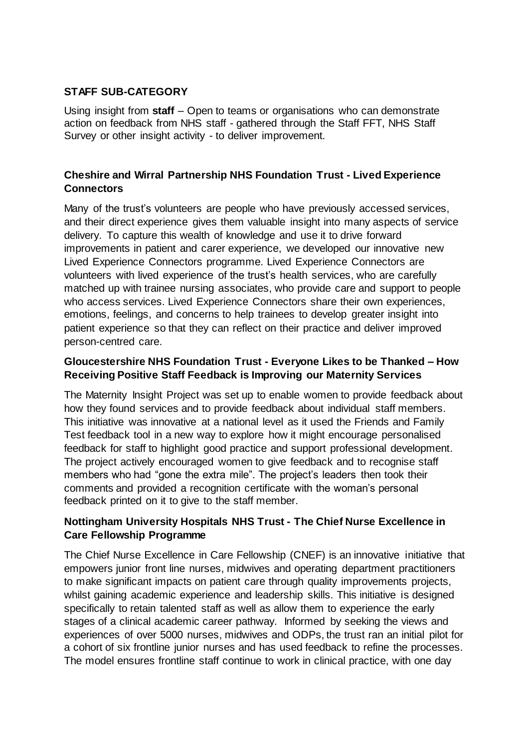**STAFF SUB-CATEGORY**

Using insight from **staff** – Open to teams or organisations who can demonstrate action on feedback from NHS staff - gathered through the Staff FFT, NHS Staff Survey or other insight activity - to deliver improvement.

**Cheshire and Wirral Partnership NHS Foundation Trust - Lived Experience Connectors**

Many of the trust's volunteers are people who have previously accessed services, and their direct experience gives them valuable insight into many aspects of service delivery. To capture this wealth of knowledge and use it to drive forward improvements in patient and carer experience, we developed our innovative new Lived Experience Connectors programme. Lived Experience Connectors are volunteers with lived experience of the trust's health services, who are carefully matched up with trainee nursing associates, who provide care and support to people who access services. Lived Experience Connectors share their own experiences, emotions, feelings, and concerns to help trainees to develop greater insight into patient experience so that they can reflect on their practice and deliver improved person-centred care.

**Gloucestershire NHS Foundation Trust - Everyone Likes to be Thanked – How Receiving Positive Staff Feedback is Improving our Maternity Services**

The Maternity Insight Project was set up to enable women to provide feedback about how they found services and to provide feedback about individual staff members. This initiative was innovative at a national level as it used the Friends and Family Test feedback tool in a new way to explore how it might encourage personalised feedback for staff to highlight good practice and support professional development. The project actively encouraged women to give feedback and to recognise staff members who had "gone the extra mile". The project's leaders then took their comments and provided a recognition certificate with the woman's personal feedback printed on it to give to the staff member.

**Nottingham University Hospitals NHS Trust - The Chief Nurse Excellence in Care Fellowship Programme**

The Chief Nurse Excellence in Care Fellowship (CNEF) is an innovative initiative that empowers junior front line nurses, midwives and operating department practitioners to make significant impacts on patient care through quality improvements projects, whilst gaining academic experience and leadership skills. This initiative is designed specifically to retain talented staff as well as allow them to experience the early stages of a clinical academic career pathway. Informed by seeking the views and experiences of over 5000 nurses, midwives and ODPs, the trust ran an initial pilot for a cohort of six frontline junior nurses and has used feedback to refine the processes. The model ensures frontline staff continue to work in clinical practice, with one day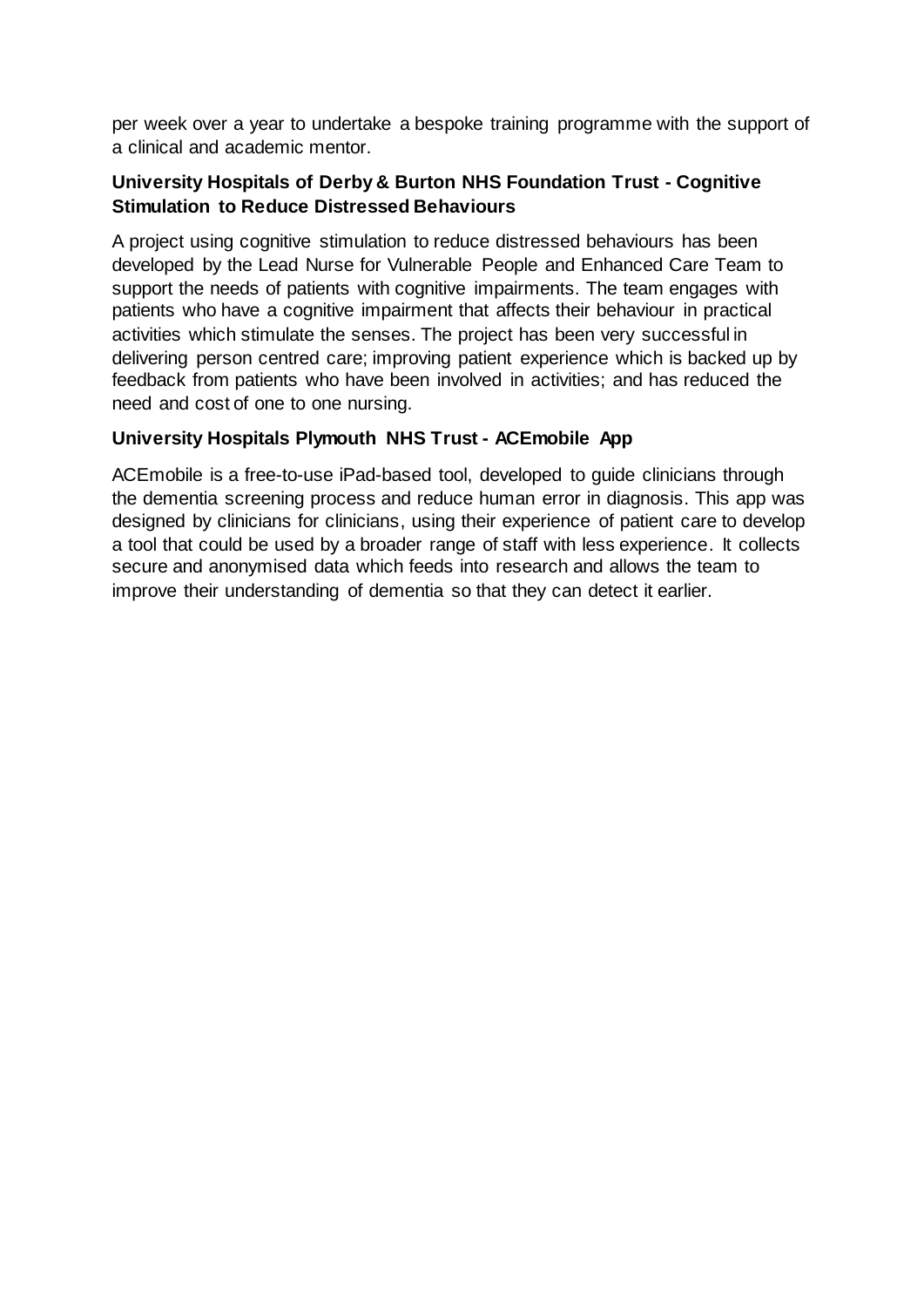per week over a year to undertake a bespoke training programme with the support of a clinical and academic mentor.

**University Hospitals of Derby & Burton NHS Foundation Trust - Cognitive Stimulation to Reduce Distressed Behaviours**

A project using cognitive stimulation to reduce distressed behaviours has been developed by the Lead Nurse for Vulnerable People and Enhanced Care Team to support the needs of patients with cognitive impairments. The team engages with patients who have a cognitive impairment that affects their behaviour in practical activities which stimulate the senses. The project has been very successful in delivering person centred care; improving patient experience which is backed up by feedback from patients who have been involved in activities; and has reduced the need and cost of one to one nursing.

**University Hospitals Plymouth NHS Trust - ACEmobile App**

ACEmobile is a free-to-use iPad-based tool, developed to guide clinicians through the dementia screening process and reduce human error in diagnosis. This app was designed by clinicians for clinicians, using their experience of patient care to develop a tool that could be used by a broader range of staff with less experience. It collects secure and anonymised data which feeds into research and allows the team to improve their understanding of dementia so that they can detect it earlier.